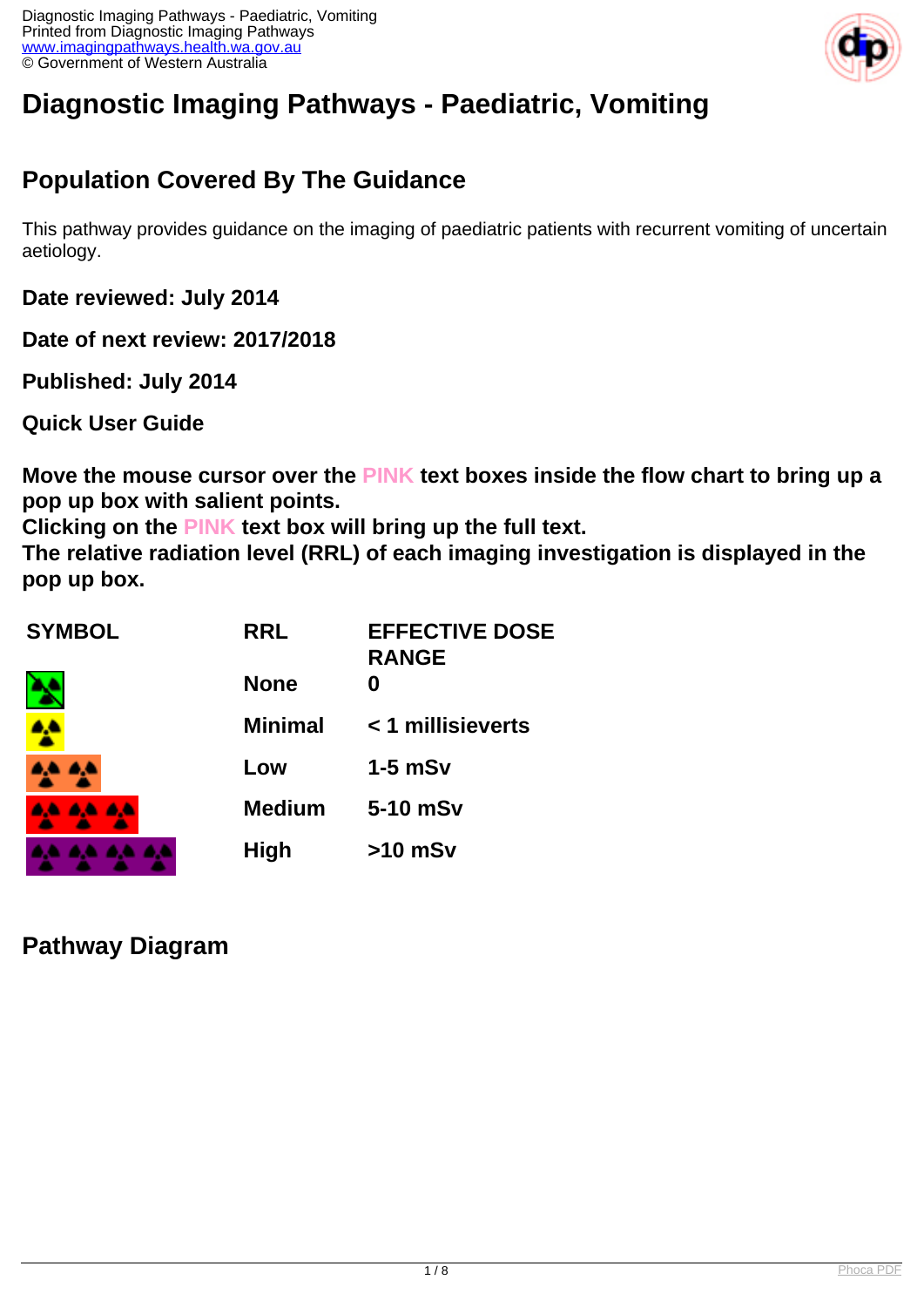# Diagnostic Imaging Pathways - Paediatric, Vomiting

## Population Covered By The Guidance

This pathway provides guidance on the imaging of paediatric patients with recurrent vomiting of uncertain aetiology.

**Date reviewed: July 2014**

**Date of next review: 2017/2018**

**Published: July 2014**

**Quick User Guide**

**Move the mouse cursor over the PINK text boxes inside the flow chart to bring up a pop up box with salient points.**
**Clicking on the PINK text box will bring up the full text.**
**The relative radiation level (RRL) of each imaging investigation is displayed in the pop up box.**

| SYMBOL | RRL | EFFECTIVE DOSE RANGE |
|---|---|---|
| | None | 0 |
| | Minimal | < 1 millisieverts |
| | Low | 1-5 mSv |
| | Medium | 5-10 mSv |
| | High | >10 mSv |

## Pathway Diagram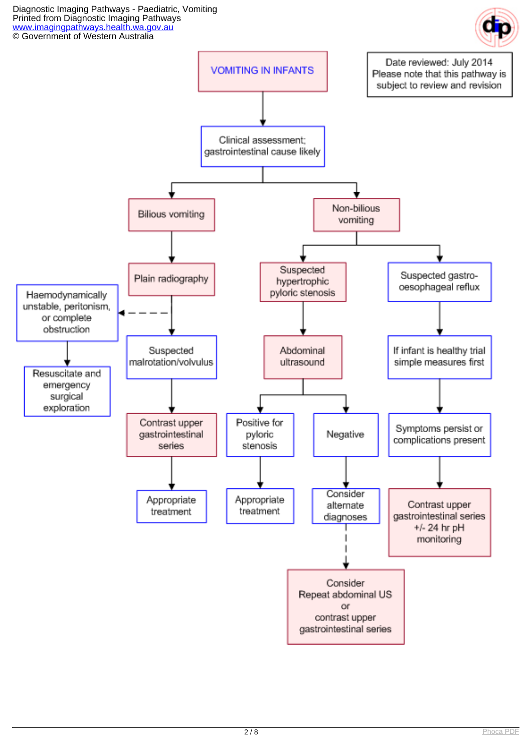# VOMITING IN INFANTS

Date reviewed: July 2014
Please note that this pathway is subject to review and revision

- Clinical assessment; gastrointestinal cause likely
  - **Bilious vomiting**
    - Plain radiography
      - (dashed) → Haemodynamically unstable, peritonism, or complete obstruction
        - Resuscitate and emergency surgical exploration
      - Suspected malrotation/volvulus
        - Contrast upper gastrointestinal series
          - Appropriate treatment
  - **Non-bilious vomiting**
    - Suspected hypertrophic pyloric stenosis
      - Abdominal ultrasound
        - Positive for pyloric stenosis
          - Appropriate treatment
        - Negative
          - Consider alternate diagnoses
            - (dashed) → Consider Repeat abdominal US or contrast upper gastrointestinal series
    - Suspected gastro-oesophageal reflux
      - If infant is healthy trial simple measures first
        - Symptoms persist or complications present
          - Contrast upper gastrointestinal series +/- 24 hr pH monitoring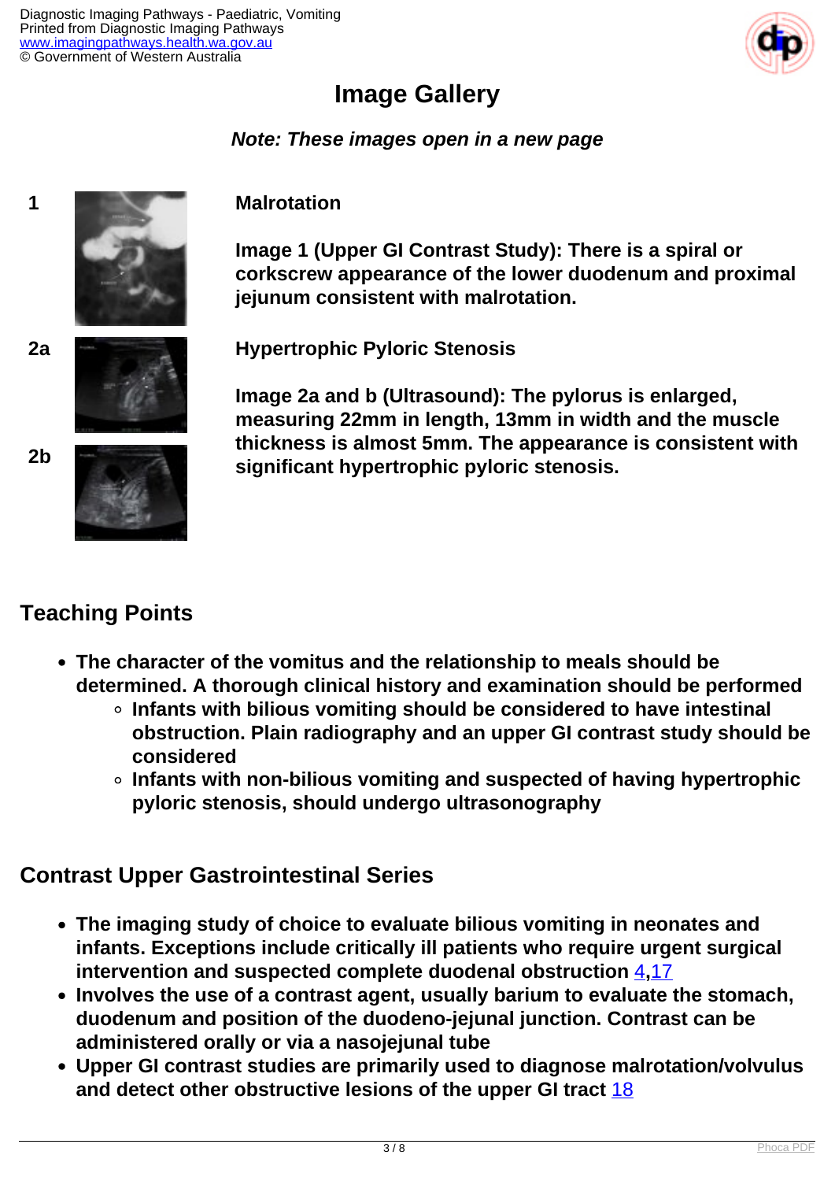# Image Gallery

***Note: These images open in a new page***

**1**

**Malrotation**

**Image 1 (Upper GI Contrast Study): There is a spiral or corkscrew appearance of the lower duodenum and proximal jejunum consistent with malrotation.**

**2a**

**2b**

**Hypertrophic Pyloric Stenosis**

**Image 2a and b (Ultrasound): The pylorus is enlarged, measuring 22mm in length, 13mm in width and the muscle thickness is almost 5mm. The appearance is consistent with significant hypertrophic pyloric stenosis.**

## Teaching Points

- **The character of the vomitus and the relationship to meals should be determined. A thorough clinical history and examination should be performed**
  - **Infants with bilious vomiting should be considered to have intestinal obstruction. Plain radiography and an upper GI contrast study should be considered**
  - **Infants with non-bilious vomiting and suspected of having hypertrophic pyloric stenosis, should undergo ultrasonography**

## Contrast Upper Gastrointestinal Series

- **The imaging study of choice to evaluate bilious vomiting in neonates and infants. Exceptions include critically ill patients who require urgent surgical intervention and suspected complete duodenal obstruction** [4,17]
- **Involves the use of a contrast agent, usually barium to evaluate the stomach, duodenum and position of the duodeno-jejunal junction. Contrast can be administered orally or via a nasojejunal tube**
- **Upper GI contrast studies are primarily used to diagnose malrotation/volvulus and detect other obstructive lesions of the upper GI tract** [18]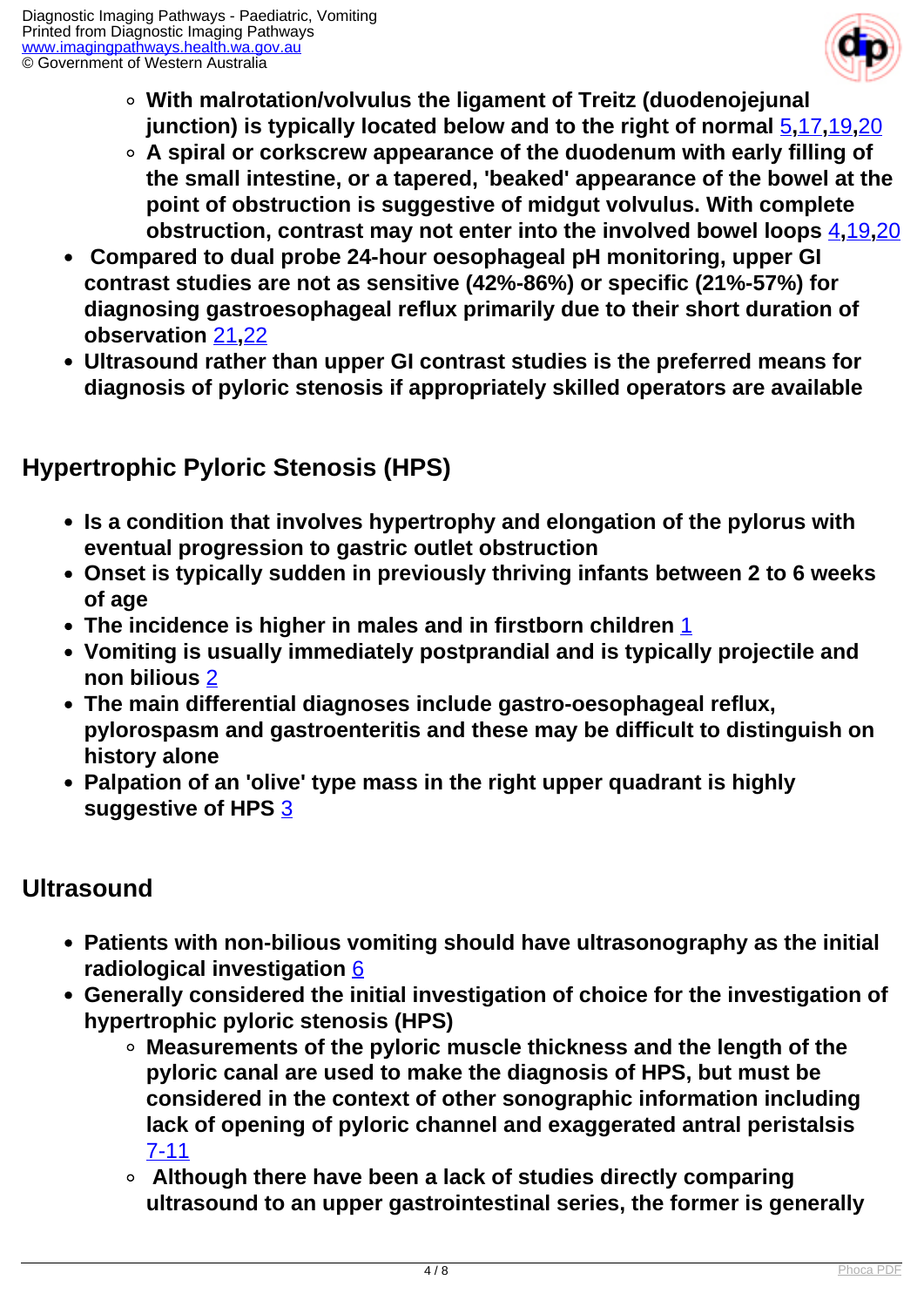- **With malrotation/volvulus the ligament of Treitz (duodenojejunal junction) is typically located below and to the right of normal [5,17,19,20]**
    - **A spiral or corkscrew appearance of the duodenum with early filling of the small intestine, or a tapered, 'beaked' appearance of the bowel at the point of obstruction is suggestive of midgut volvulus. With complete obstruction, contrast may not enter into the involved bowel loops [4,19,20]**
- **Compared to dual probe 24-hour oesophageal pH monitoring, upper GI contrast studies are not as sensitive (42%-86%) or specific (21%-57%) for diagnosing gastroesophageal reflux primarily due to their short duration of observation [21,22]**
- **Ultrasound rather than upper GI contrast studies is the preferred means for diagnosis of pyloric stenosis if appropriately skilled operators are available**

## Hypertrophic Pyloric Stenosis (HPS)

- **Is a condition that involves hypertrophy and elongation of the pylorus with eventual progression to gastric outlet obstruction**
- **Onset is typically sudden in previously thriving infants between 2 to 6 weeks of age**
- **The incidence is higher in males and in firstborn children [1]**
- **Vomiting is usually immediately postprandial and is typically projectile and non bilious [2]**
- **The main differential diagnoses include gastro-oesophageal reflux, pylorospasm and gastroenteritis and these may be difficult to distinguish on history alone**
- **Palpation of an 'olive' type mass in the right upper quadrant is highly suggestive of HPS [3]**

## Ultrasound

- **Patients with non-bilious vomiting should have ultrasonography as the initial radiological investigation [6]**
- **Generally considered the initial investigation of choice for the investigation of hypertrophic pyloric stenosis (HPS)**
    - **Measurements of the pyloric muscle thickness and the length of the pyloric canal are used to make the diagnosis of HPS, but must be considered in the context of other sonographic information including lack of opening of pyloric channel and exaggerated antral peristalsis [7-11]**
    - **Although there have been a lack of studies directly comparing ultrasound to an upper gastrointestinal series, the former is generally**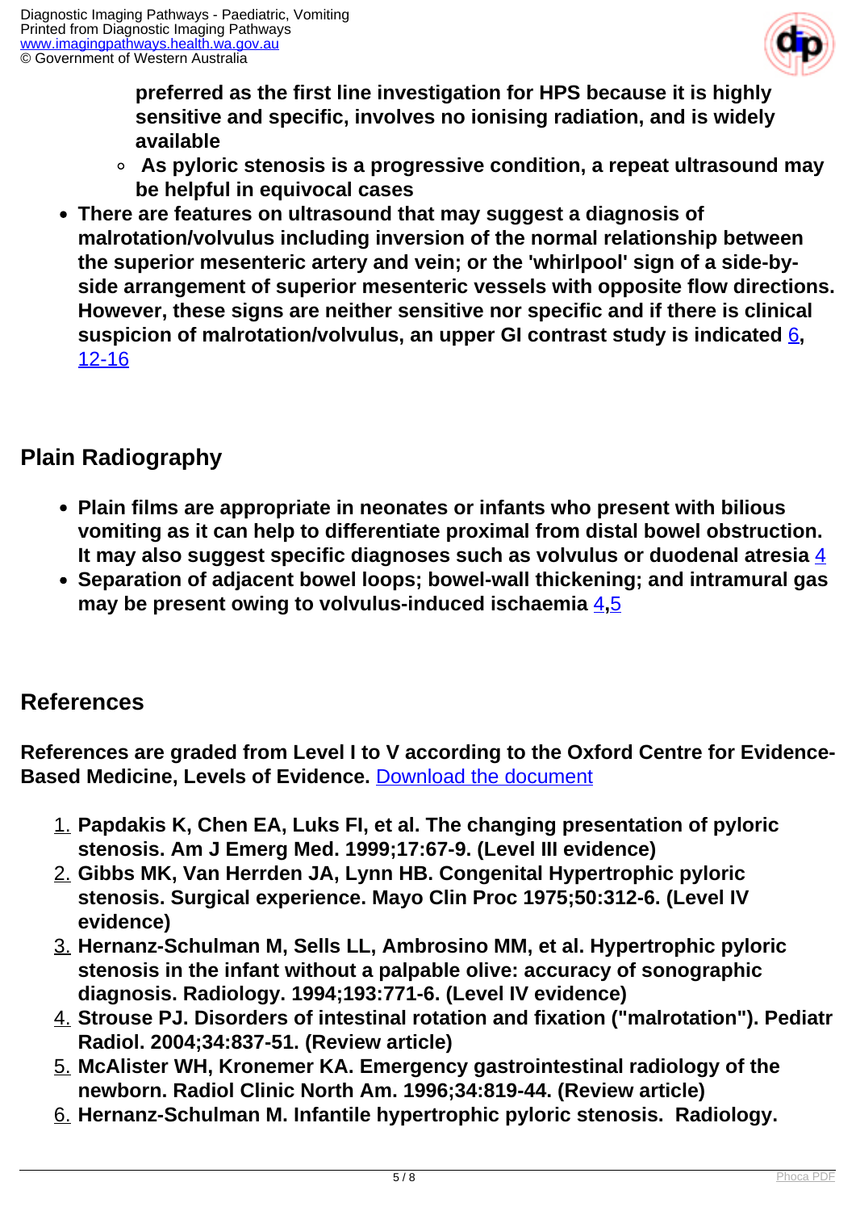preferred as the first line investigation for HPS because it is highly sensitive and specific, involves no ionising radiation, and is widely available
    - As pyloric stenosis is a progressive condition, a repeat ultrasound may be helpful in equivocal cases
- There are features on ultrasound that may suggest a diagnosis of malrotation/volvulus including inversion of the normal relationship between the superior mesenteric artery and vein; or the 'whirlpool' sign of a side-by-side arrangement of superior mesenteric vessels with opposite flow directions. However, these signs are neither sensitive nor specific and if there is clinical suspicion of malrotation/volvulus, an upper GI contrast study is indicated 6, 12-16

## Plain Radiography

- Plain films are appropriate in neonates or infants who present with bilious vomiting as it can help to differentiate proximal from distal bowel obstruction. It may also suggest specific diagnoses such as volvulus or duodenal atresia 4
- Separation of adjacent bowel loops; bowel-wall thickening; and intramural gas may be present owing to volvulus-induced ischaemia 4,5

## References

References are graded from Level I to V according to the Oxford Centre for Evidence-Based Medicine, Levels of Evidence. Download the document

1. Papdakis K, Chen EA, Luks FI, et al. The changing presentation of pyloric stenosis. Am J Emerg Med. 1999;17:67-9. (Level III evidence)
2. Gibbs MK, Van Herrden JA, Lynn HB. Congenital Hypertrophic pyloric stenosis. Surgical experience. Mayo Clin Proc 1975;50:312-6. (Level IV evidence)
3. Hernanz-Schulman M, Sells LL, Ambrosino MM, et al. Hypertrophic pyloric stenosis in the infant without a palpable olive: accuracy of sonographic diagnosis. Radiology. 1994;193:771-6. (Level IV evidence)
4. Strouse PJ. Disorders of intestinal rotation and fixation ("malrotation"). Pediatr Radiol. 2004;34:837-51. (Review article)
5. McAlister WH, Kronemer KA. Emergency gastrointestinal radiology of the newborn. Radiol Clinic North Am. 1996;34:819-44. (Review article)
6. Hernanz-Schulman M. Infantile hypertrophic pyloric stenosis. Radiology.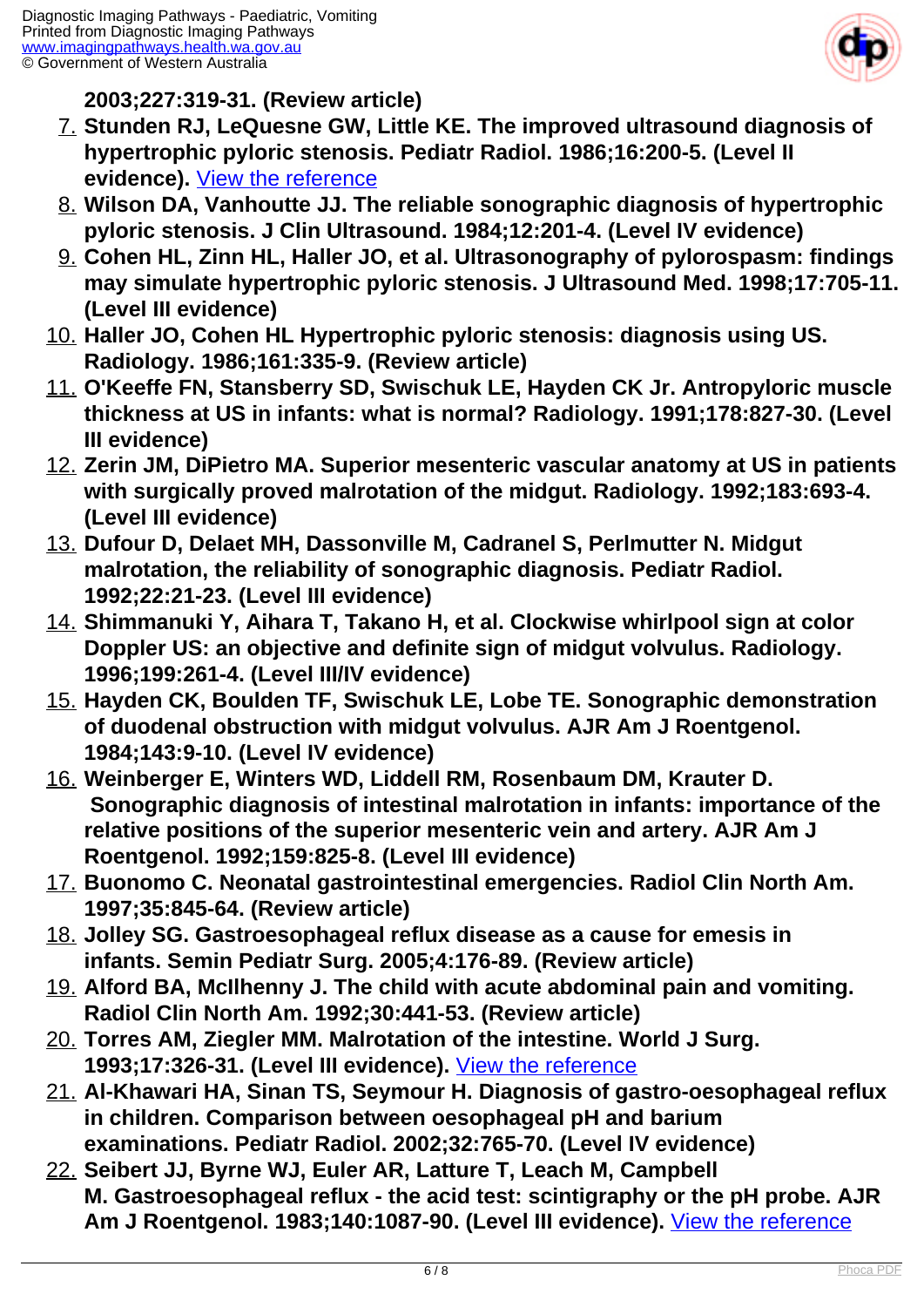**2003;227:319-31. (Review article)**

7. **Stunden RJ, LeQuesne GW, Little KE. The improved ultrasound diagnosis of hypertrophic pyloric stenosis. Pediatr Radiol. 1986;16:200-5. (Level II evidence).** View the reference
8. **Wilson DA, Vanhoutte JJ. The reliable sonographic diagnosis of hypertrophic pyloric stenosis. J Clin Ultrasound. 1984;12:201-4. (Level IV evidence)**
9. **Cohen HL, Zinn HL, Haller JO, et al. Ultrasonography of pylorospasm: findings may simulate hypertrophic pyloric stenosis. J Ultrasound Med. 1998;17:705-11. (Level III evidence)**
10. **Haller JO, Cohen HL Hypertrophic pyloric stenosis: diagnosis using US. Radiology. 1986;161:335-9. (Review article)**
11. **O'Keeffe FN, Stansberry SD, Swischuk LE, Hayden CK Jr. Antropyloric muscle thickness at US in infants: what is normal? Radiology. 1991;178:827-30. (Level III evidence)**
12. **Zerin JM, DiPietro MA. Superior mesenteric vascular anatomy at US in patients with surgically proved malrotation of the midgut. Radiology. 1992;183:693-4. (Level III evidence)**
13. **Dufour D, Delaet MH, Dassonville M, Cadranel S, Perlmutter N. Midgut malrotation, the reliability of sonographic diagnosis. Pediatr Radiol. 1992;22:21-23. (Level III evidence)**
14. **Shimmanuki Y, Aihara T, Takano H, et al. Clockwise whirlpool sign at color Doppler US: an objective and definite sign of midgut volvulus. Radiology. 1996;199:261-4. (Level III/IV evidence)**
15. **Hayden CK, Boulden TF, Swischuk LE, Lobe TE. Sonographic demonstration of duodenal obstruction with midgut volvulus. AJR Am J Roentgenol. 1984;143:9-10. (Level IV evidence)**
16. **Weinberger E, Winters WD, Liddell RM, Rosenbaum DM, Krauter D. Sonographic diagnosis of intestinal malrotation in infants: importance of the relative positions of the superior mesenteric vein and artery. AJR Am J Roentgenol. 1992;159:825-8. (Level III evidence)**
17. **Buonomo C. Neonatal gastrointestinal emergencies. Radiol Clin North Am. 1997;35:845-64. (Review article)**
18. **Jolley SG. Gastroesophageal reflux disease as a cause for emesis in infants. Semin Pediatr Surg. 2005;4:176-89. (Review article)**
19. **Alford BA, McIlhenny J. The child with acute abdominal pain and vomiting. Radiol Clin North Am. 1992;30:441-53. (Review article)**
20. **Torres AM, Ziegler MM. Malrotation of the intestine. World J Surg. 1993;17:326-31. (Level III evidence).** View the reference
21. **Al-Khawari HA, Sinan TS, Seymour H. Diagnosis of gastro-oesophageal reflux in children. Comparison between oesophageal pH and barium examinations. Pediatr Radiol. 2002;32:765-70. (Level IV evidence)**
22. **Seibert JJ, Byrne WJ, Euler AR, Latture T, Leach M, Campbell M. Gastroesophageal reflux - the acid test: scintigraphy or the pH probe. AJR Am J Roentgenol. 1983;140:1087-90. (Level III evidence).** View the reference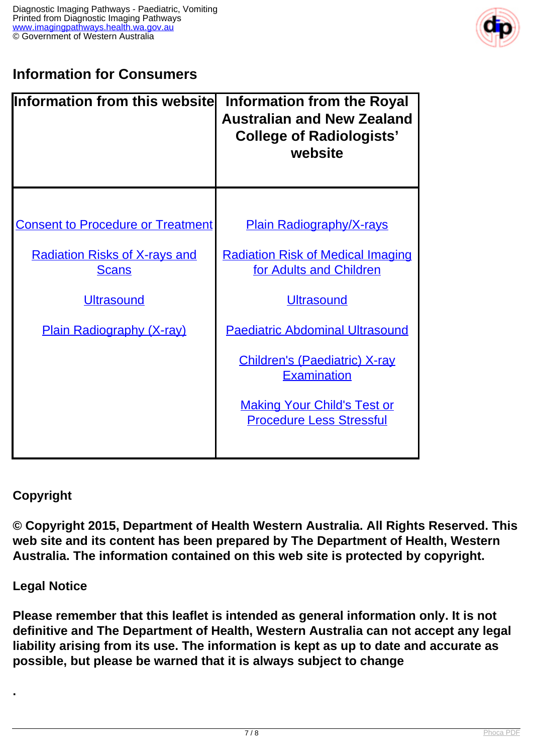## Information for Consumers

| Information from this website | Information from the Royal Australian and New Zealand College of Radiologists' website |
| --- | --- |
| Consent to Procedure or Treatment | Plain Radiography/X-rays |
| Radiation Risks of X-rays and Scans | Radiation Risk of Medical Imaging for Adults and Children |
| Ultrasound | Ultrasound |
| Plain Radiography (X-ray) | Paediatric Abdominal Ultrasound |
| | Children's (Paediatric) X-ray Examination |
| | Making Your Child's Test or Procedure Less Stressful |

## Copyright

**© Copyright 2015, Department of Health Western Australia. All Rights Reserved. This web site and its content has been prepared by The Department of Health, Western Australia. The information contained on this web site is protected by copyright.**

## Legal Notice

**Please remember that this leaflet is intended as general information only. It is not definitive and The Department of Health, Western Australia can not accept any legal liability arising from its use. The information is kept as up to date and accurate as possible, but please be warned that it is always subject to change**

**.**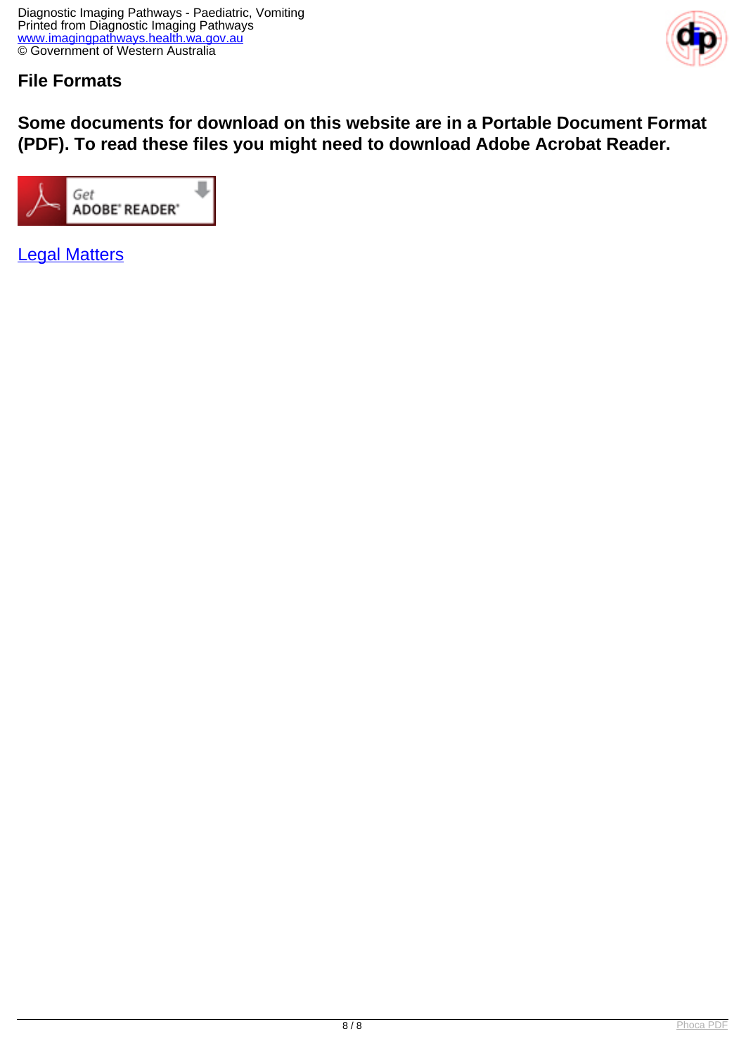## File Formats

**Some documents for download on this website are in a Portable Document Format (PDF). To read these files you might need to download Adobe Acrobat Reader.**

Get ADOBE® READER®

Legal Matters